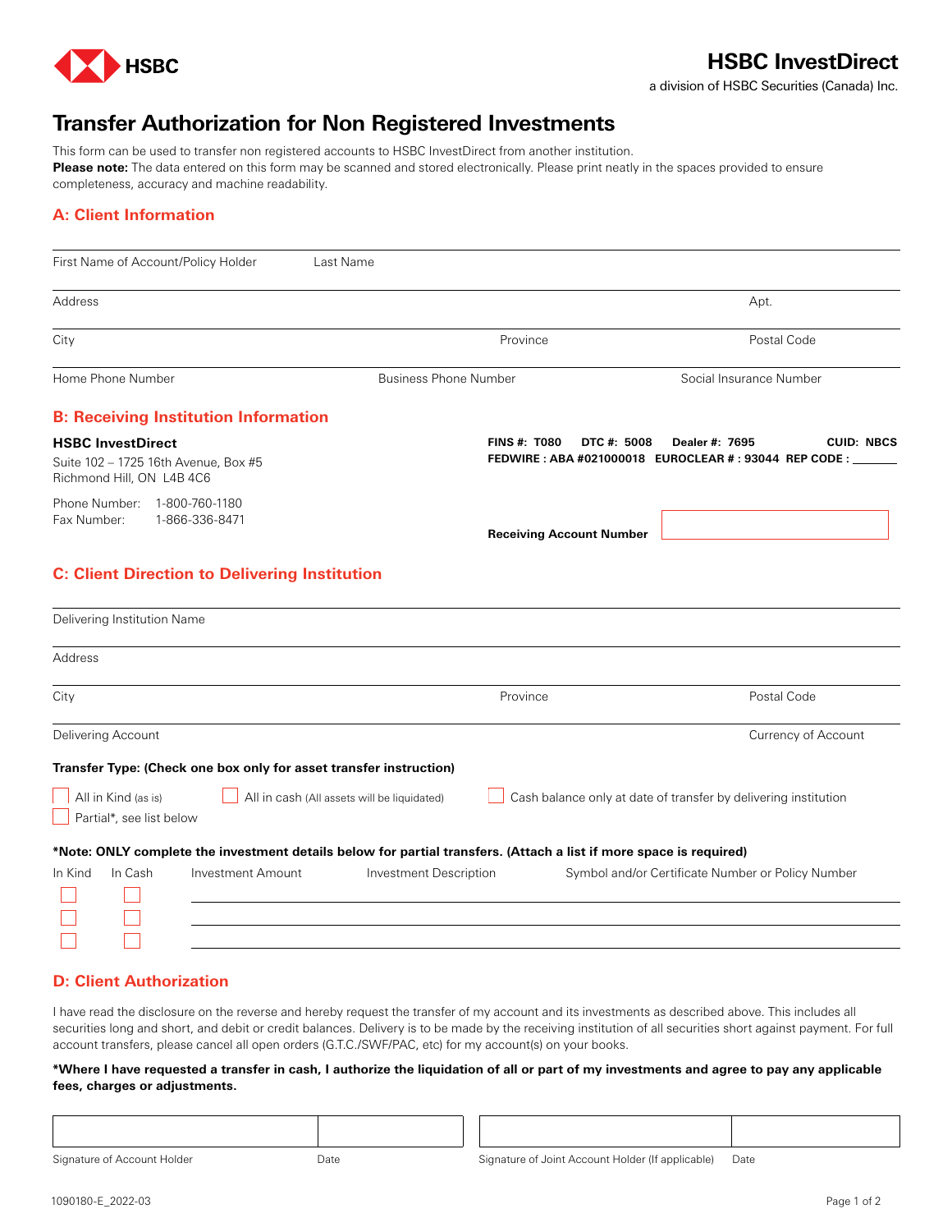HSBC

# HSBC InvestDirect

a division of HSBC Securities (Canada) Inc.

# Transfer Authorization for Non Registered Investments

This form can be used to transfer non registered accounts to HSBC InvestDirect from another institution.
**Please note:** The data entered on this form may be scanned and stored electronically. Please print neatly in the spaces provided to ensure completeness, accuracy and machine readability.

## A: Client Information

First Name of Account/Policy Holder | Last Name

Address | Apt.

City | Province | Postal Code

Home Phone Number | Business Phone Number | Social Insurance Number

## B: Receiving Institution Information

**HSBC InvestDirect**
Suite 102 – 1725 16th Avenue, Box #5
Richmond Hill, ON L4B 4C6

Phone Number: 1-800-760-1180
Fax Number: 1-866-336-8471

**FINS #: T080 DTC #: 5008 Dealer #: 7695 CUID: NBCS**
**FEDWIRE : ABA #021000018 EUROCLEAR # : 93044 REP CODE :** _______

**Receiving Account Number**

## C: Client Direction to Delivering Institution

Delivering Institution Name

Address

City | Province | Postal Code

Delivering Account | Currency of Account

**Transfer Type: (Check one box only for asset transfer instruction)**

☐ All in Kind (as is) ☐ All in cash (All assets will be liquidated) ☐ Cash balance only at date of transfer by delivering institution
☐ Partial*, see list below

***Note: ONLY complete the investment details below for partial transfers. (Attach a list if more space is required)**

| In Kind | In Cash | Investment Amount | Investment Description | Symbol and/or Certificate Number or Policy Number |
|---|---|---|---|---|
| ☐ | ☐ | | | |
| ☐ | ☐ | | | |
| ☐ | ☐ | | | |

## D: Client Authorization

I have read the disclosure on the reverse and hereby request the transfer of my account and its investments as described above. This includes all securities long and short, and debit or credit balances. Delivery is to be made by the receiving institution of all securities short against payment. For full account transfers, please cancel all open orders (G.T.C./SWF/PAC, etc) for my account(s) on your books.

***Where I have requested a transfer in cash, I authorize the liquidation of all or part of my investments and agree to pay any applicable fees, charges or adjustments.**

| Signature of Account Holder | Date | Signature of Joint Account Holder (If applicable) | Date |
|---|---|---|---|
| | | | |

1090180-E_2022-03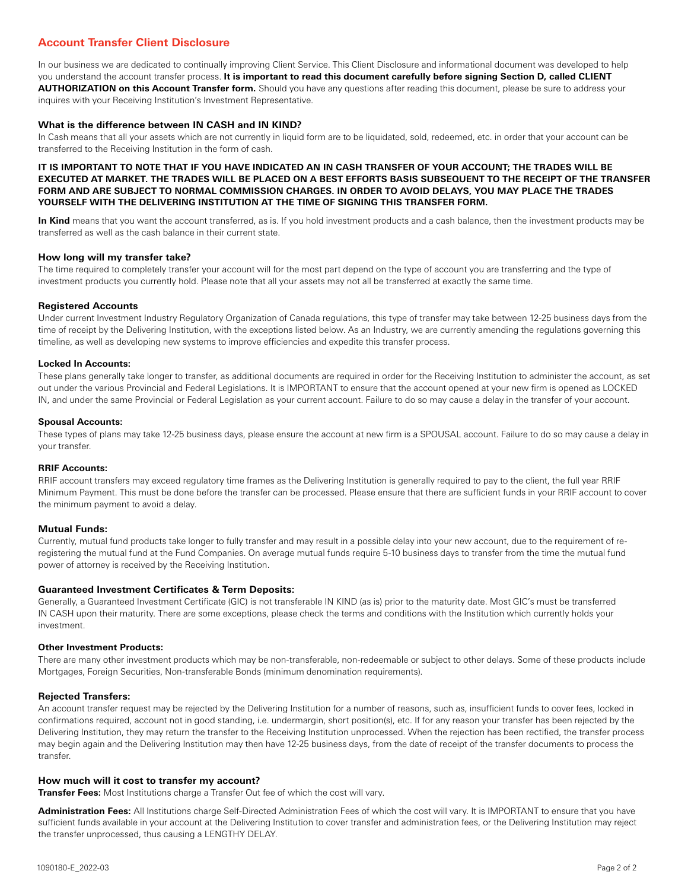## Account Transfer Client Disclosure

In our business we are dedicated to continually improving Client Service. This Client Disclosure and informational document was developed to help you understand the account transfer process. **It is important to read this document carefully before signing Section D, called CLIENT AUTHORIZATION on this Account Transfer form.** Should you have any questions after reading this document, please be sure to address your inquires with your Receiving Institution's Investment Representative.

### What is the difference between IN CASH and IN KIND?

In Cash means that all your assets which are not currently in liquid form are to be liquidated, sold, redeemed, etc. in order that your account can be transferred to the Receiving Institution in the form of cash.

**IT IS IMPORTANT TO NOTE THAT IF YOU HAVE INDICATED AN IN CASH TRANSFER OF YOUR ACCOUNT; THE TRADES WILL BE EXECUTED AT MARKET. THE TRADES WILL BE PLACED ON A BEST EFFORTS BASIS SUBSEQUENT TO THE RECEIPT OF THE TRANSFER FORM AND ARE SUBJECT TO NORMAL COMMISSION CHARGES. IN ORDER TO AVOID DELAYS, YOU MAY PLACE THE TRADES YOURSELF WITH THE DELIVERING INSTITUTION AT THE TIME OF SIGNING THIS TRANSFER FORM.**

**In Kind** means that you want the account transferred, as is. If you hold investment products and a cash balance, then the investment products may be transferred as well as the cash balance in their current state.

### How long will my transfer take?

The time required to completely transfer your account will for the most part depend on the type of account you are transferring and the type of investment products you currently hold. Please note that all your assets may not all be transferred at exactly the same time.

### Registered Accounts

Under current Investment Industry Regulatory Organization of Canada regulations, this type of transfer may take between 12-25 business days from the time of receipt by the Delivering Institution, with the exceptions listed below. As an Industry, we are currently amending the regulations governing this timeline, as well as developing new systems to improve efficiencies and expedite this transfer process.

#### Locked In Accounts:

These plans generally take longer to transfer, as additional documents are required in order for the Receiving Institution to administer the account, as set out under the various Provincial and Federal Legislations. It is IMPORTANT to ensure that the account opened at your new firm is opened as LOCKED IN, and under the same Provincial or Federal Legislation as your current account. Failure to do so may cause a delay in the transfer of your account.

#### Spousal Accounts:

These types of plans may take 12-25 business days, please ensure the account at new firm is a SPOUSAL account. Failure to do so may cause a delay in your transfer.

#### RRIF Accounts:

RRIF account transfers may exceed regulatory time frames as the Delivering Institution is generally required to pay to the client, the full year RRIF Minimum Payment. This must be done before the transfer can be processed. Please ensure that there are sufficient funds in your RRIF account to cover the minimum payment to avoid a delay.

#### Mutual Funds:

Currently, mutual fund products take longer to fully transfer and may result in a possible delay into your new account, due to the requirement of re-registering the mutual fund at the Fund Companies. On average mutual funds require 5-10 business days to transfer from the time the mutual fund power of attorney is received by the Receiving Institution.

#### Guaranteed Investment Certificates & Term Deposits:

Generally, a Guaranteed Investment Certificate (GIC) is not transferable IN KIND (as is) prior to the maturity date. Most GIC's must be transferred IN CASH upon their maturity. There are some exceptions, please check the terms and conditions with the Institution which currently holds your investment.

#### Other Investment Products:

There are many other investment products which may be non-transferable, non-redeemable or subject to other delays. Some of these products include Mortgages, Foreign Securities, Non-transferable Bonds (minimum denomination requirements).

#### Rejected Transfers:

An account transfer request may be rejected by the Delivering Institution for a number of reasons, such as, insufficient funds to cover fees, locked in confirmations required, account not in good standing, i.e. undermargin, short position(s), etc. If for any reason your transfer has been rejected by the Delivering Institution, they may return the transfer to the Receiving Institution unprocessed. When the rejection has been rectified, the transfer process may begin again and the Delivering Institution may then have 12-25 business days, from the date of receipt of the transfer documents to process the transfer.

### How much will it cost to transfer my account?

**Transfer Fees:** Most Institutions charge a Transfer Out fee of which the cost will vary.

**Administration Fees:** All Institutions charge Self-Directed Administration Fees of which the cost will vary. It is IMPORTANT to ensure that you have sufficient funds available in your account at the Delivering Institution to cover transfer and administration fees, or the Delivering Institution may reject the transfer unprocessed, thus causing a LENGTHY DELAY.

1090180-E_2022-03